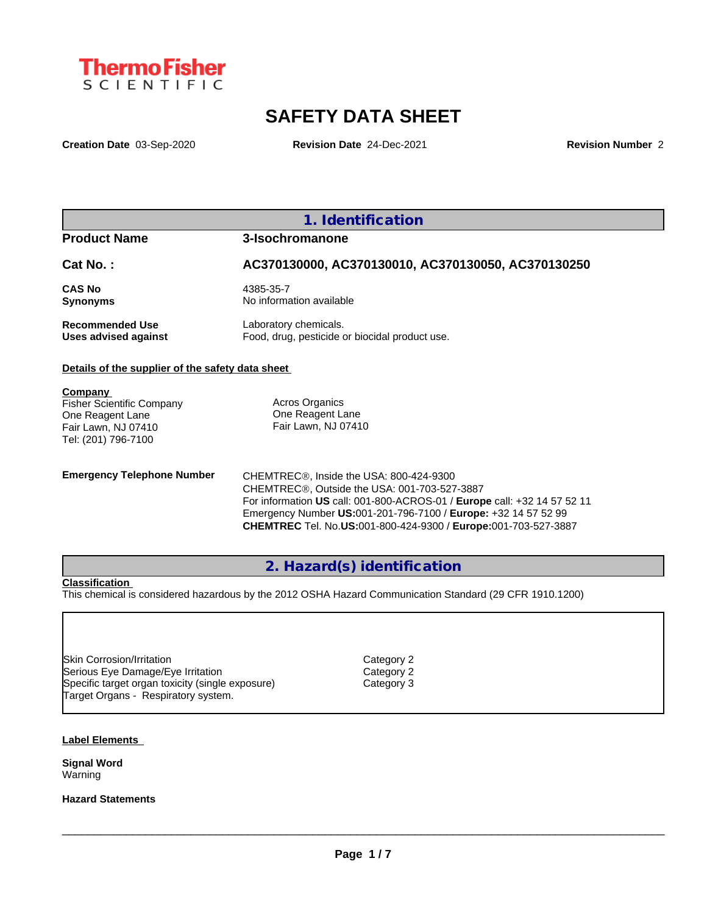ThermoFisher SCIENTIFIC

# SAFETY DATA SHEET

**Creation Date** 03-Sep-2020 **Revision Date** 24-Dec-2021 **Revision Number** 2

## 1. Identification

| | |
|---|---|
| **Product Name** | **3-Isochromanone** |
| **Cat No. :** | **AC370130000, AC370130010, AC370130050, AC370130250** |
| **CAS No** | 4385-35-7 |
| **Synonyms** | No information available |
| **Recommended Use** | Laboratory chemicals. |
| **Uses advised against** | Food, drug, pesticide or biocidal product use. |

**Details of the supplier of the safety data sheet**

**Company**
Fisher Scientific Company
One Reagent Lane
Fair Lawn, NJ 07410
Tel: (201) 796-7100

Acros Organics
One Reagent Lane
Fair Lawn, NJ 07410

**Emergency Telephone Number**
CHEMTREC®, Inside the USA: 800-424-9300
CHEMTREC®, Outside the USA: 001-703-527-3887
For information **US** call: 001-800-ACROS-01 / **Europe** call: +32 14 57 52 11
Emergency Number **US:**001-201-796-7100 / **Europe:** +32 14 57 52 99
**CHEMTREC** Tel. No.**US:**001-800-424-9300 / **Europe:**001-703-527-3887

## 2. Hazard(s) identification

**Classification**
This chemical is considered hazardous by the 2012 OSHA Hazard Communication Standard (29 CFR 1910.1200)

| | |
|---|---|
| Skin Corrosion/Irritation | Category 2 |
| Serious Eye Damage/Eye Irritation | Category 2 |
| Specific target organ toxicity (single exposure) | Category 3 |
| Target Organs - Respiratory system. | |

**Label Elements**

**Signal Word**
Warning

**Hazard Statements**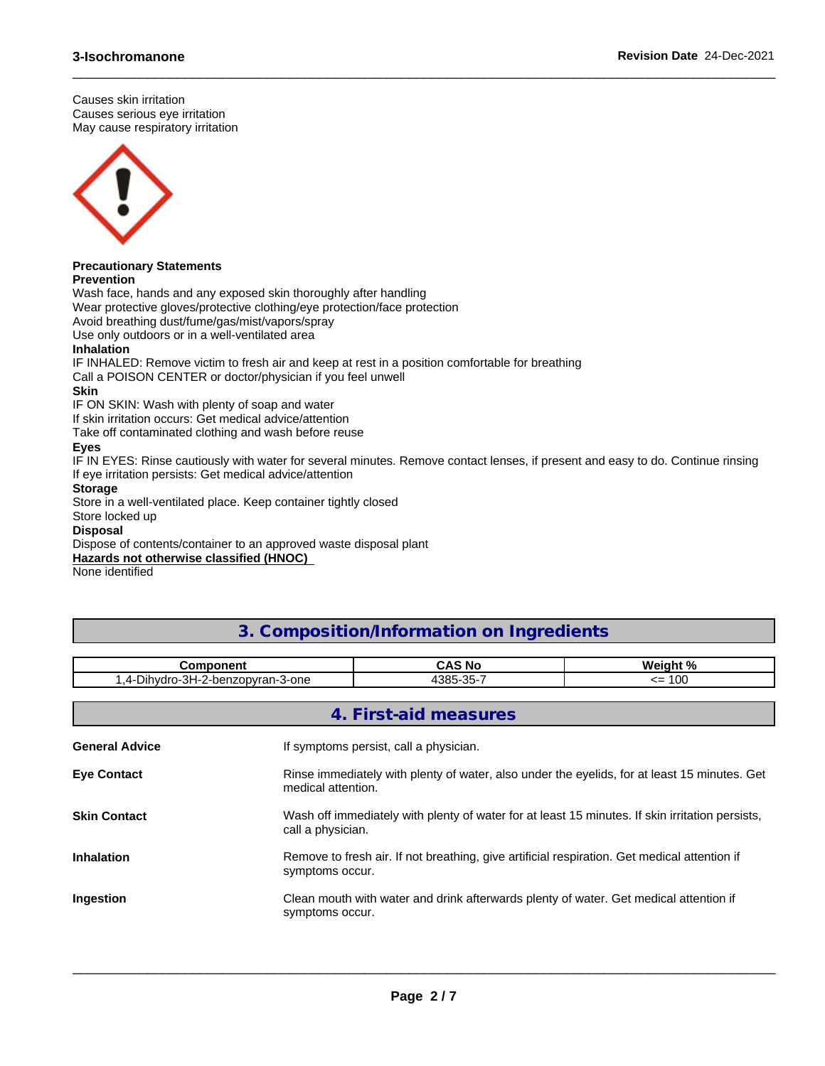Causes skin irritation
Causes serious eye irritation
May cause respiratory irritation

**Precautionary Statements**
**Prevention**
Wash face, hands and any exposed skin thoroughly after handling
Wear protective gloves/protective clothing/eye protection/face protection
Avoid breathing dust/fume/gas/mist/vapors/spray
Use only outdoors or in a well-ventilated area
**Inhalation**
IF INHALED: Remove victim to fresh air and keep at rest in a position comfortable for breathing
Call a POISON CENTER or doctor/physician if you feel unwell
**Skin**
IF ON SKIN: Wash with plenty of soap and water
If skin irritation occurs: Get medical advice/attention
Take off contaminated clothing and wash before reuse
**Eyes**
IF IN EYES: Rinse cautiously with water for several minutes. Remove contact lenses, if present and easy to do. Continue rinsing
If eye irritation persists: Get medical advice/attention
**Storage**
Store in a well-ventilated place. Keep container tightly closed
Store locked up
**Disposal**
Dispose of contents/container to an approved waste disposal plant
**Hazards not otherwise classified (HNOC)**
None identified

## 3. Composition/Information on Ingredients

| Component | CAS No | Weight % |
|---|---|---|
| 1,4-Dihydro-3H-2-benzopyran-3-one | 4385-35-7 | <= 100 |

## 4. First-aid measures

**General Advice** If symptoms persist, call a physician.

**Eye Contact** Rinse immediately with plenty of water, also under the eyelids, for at least 15 minutes. Get medical attention.

**Skin Contact** Wash off immediately with plenty of water for at least 15 minutes. If skin irritation persists, call a physician.

**Inhalation** Remove to fresh air. If not breathing, give artificial respiration. Get medical attention if symptoms occur.

**Ingestion** Clean mouth with water and drink afterwards plenty of water. Get medical attention if symptoms occur.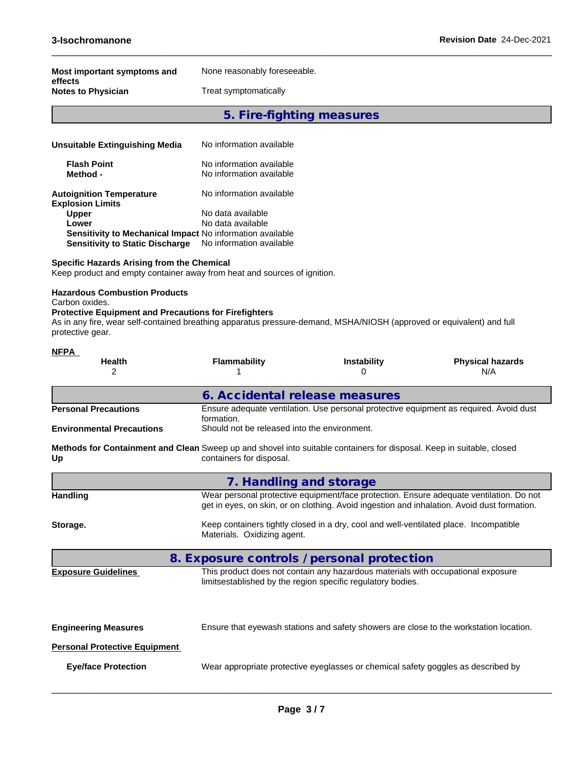**Most important symptoms and effects** None reasonably foreseeable.

**Notes to Physician** Treat symptomatically

## 5. Fire-fighting measures

**Unsuitable Extinguishing Media** No information available

**Flash Point** No information available
**Method -** No information available

**Autoignition Temperature** No information available
**Explosion Limits**
**Upper** No data available
**Lower** No data available
**Sensitivity to Mechanical Impact** No information available
**Sensitivity to Static Discharge** No information available

**Specific Hazards Arising from the Chemical**
Keep product and empty container away from heat and sources of ignition.

**Hazardous Combustion Products**
Carbon oxides.
**Protective Equipment and Precautions for Firefighters**
As in any fire, wear self-contained breathing apparatus pressure-demand, MSHA/NIOSH (approved or equivalent) and full protective gear.

**NFPA**

| Health | Flammability | Instability | Physical hazards |
|---|---|---|---|
| 2 | 1 | 0 | N/A |

## 6. Accidental release measures

**Personal Precautions** Ensure adequate ventilation. Use personal protective equipment as required. Avoid dust formation.

**Environmental Precautions** Should not be released into the environment.

**Methods for Containment and Clean Up** Sweep up and shovel into suitable containers for disposal. Keep in suitable, closed containers for disposal.

## 7. Handling and storage

**Handling** Wear personal protective equipment/face protection. Ensure adequate ventilation. Do not get in eyes, on skin, or on clothing. Avoid ingestion and inhalation. Avoid dust formation.

**Storage.** Keep containers tightly closed in a dry, cool and well-ventilated place. Incompatible Materials. Oxidizing agent.

## 8. Exposure controls / personal protection

**Exposure Guidelines** This product does not contain any hazardous materials with occupational exposure limitsestablished by the region specific regulatory bodies.

**Engineering Measures** Ensure that eyewash stations and safety showers are close to the workstation location.

**Personal Protective Equipment**

**Eye/face Protection** Wear appropriate protective eyeglasses or chemical safety goggles as described by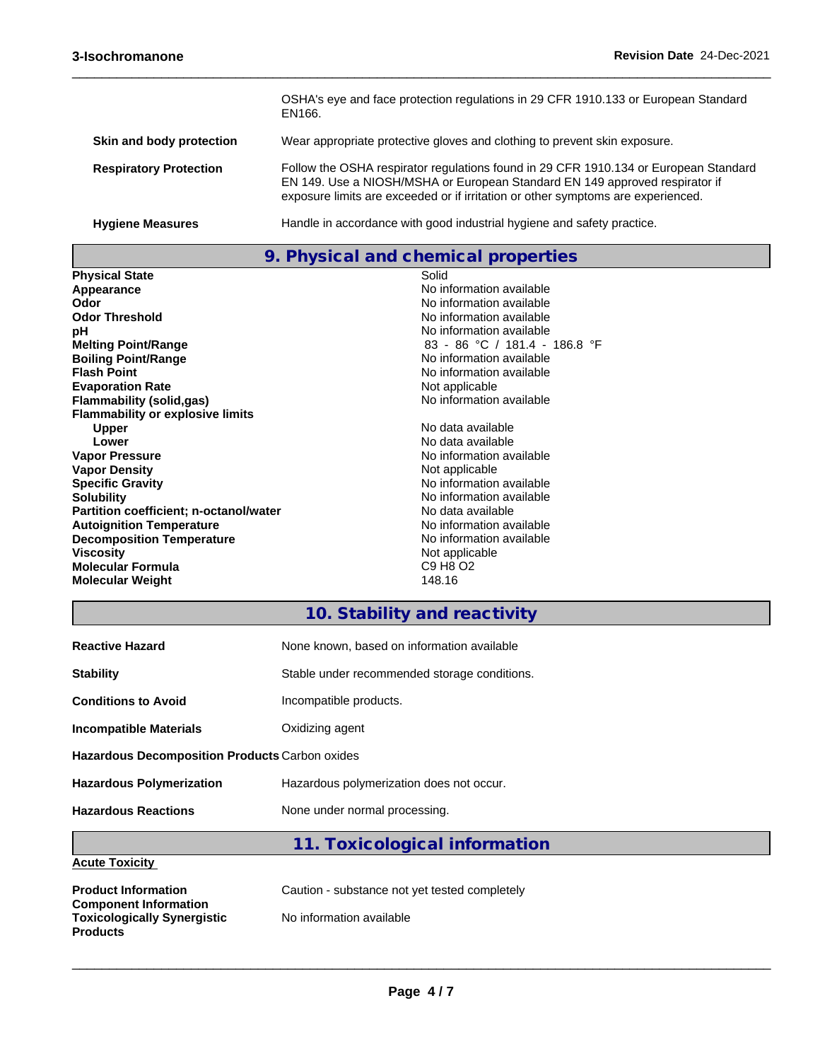| | |
|---|---|
| | OSHA's eye and face protection regulations in 29 CFR 1910.133 or European Standard EN166. |
| **Skin and body protection** | Wear appropriate protective gloves and clothing to prevent skin exposure. |
| **Respiratory Protection** | Follow the OSHA respirator regulations found in 29 CFR 1910.134 or European Standard EN 149. Use a NIOSH/MSHA or European Standard EN 149 approved respirator if exposure limits are exceeded or if irritation or other symptoms are experienced. |
| **Hygiene Measures** | Handle in accordance with good industrial hygiene and safety practice. |

## 9. Physical and chemical properties

| | |
|---|---|
| **Physical State** | Solid |
| **Appearance** | No information available |
| **Odor** | No information available |
| **Odor Threshold** | No information available |
| **pH** | No information available |
| **Melting Point/Range** | 83 - 86 °C / 181.4 - 186.8 °F |
| **Boiling Point/Range** | No information available |
| **Flash Point** | No information available |
| **Evaporation Rate** | Not applicable |
| **Flammability (solid,gas)** | No information available |
| **Flammability or explosive limits** | |
| **Upper** | No data available |
| **Lower** | No data available |
| **Vapor Pressure** | No information available |
| **Vapor Density** | Not applicable |
| **Specific Gravity** | No information available |
| **Solubility** | No information available |
| **Partition coefficient; n-octanol/water** | No data available |
| **Autoignition Temperature** | No information available |
| **Decomposition Temperature** | No information available |
| **Viscosity** | Not applicable |
| **Molecular Formula** | C9 H8 O2 |
| **Molecular Weight** | 148.16 |

## 10. Stability and reactivity

| | |
|---|---|
| **Reactive Hazard** | None known, based on information available |
| **Stability** | Stable under recommended storage conditions. |
| **Conditions to Avoid** | Incompatible products. |
| **Incompatible Materials** | Oxidizing agent |
| **Hazardous Decomposition Products** | Carbon oxides |
| **Hazardous Polymerization** | Hazardous polymerization does not occur. |
| **Hazardous Reactions** | None under normal processing. |

## 11. Toxicological information

**Acute Toxicity**

| | |
|---|---|
| **Product Information** | Caution - substance not yet tested completely |
| **Component Information** | |
| **Toxicologically Synergistic Products** | No information available |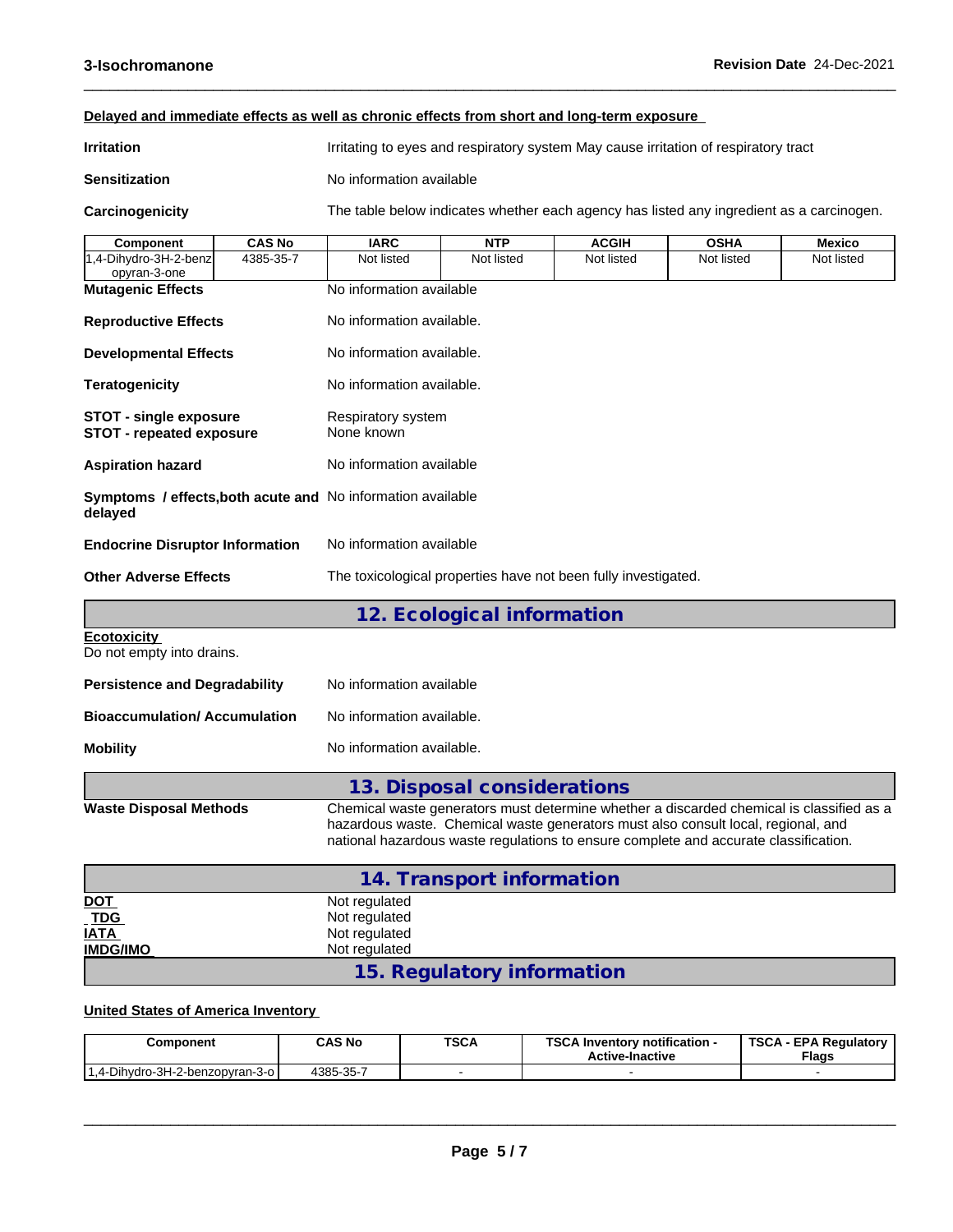**Delayed and immediate effects as well as chronic effects from short and long-term exposure**

**Irritation** Irritating to eyes and respiratory system May cause irritation of respiratory tract

**Sensitization** No information available

**Carcinogenicity** The table below indicates whether each agency has listed any ingredient as a carcinogen.

| Component | CAS No | IARC | NTP | ACGIH | OSHA | Mexico |
|---|---|---|---|---|---|---|
| 1,4-Dihydro-3H-2-benzopyran-3-one | 4385-35-7 | Not listed | Not listed | Not listed | Not listed | Not listed |

**Mutagenic Effects** No information available

**Reproductive Effects** No information available.

**Developmental Effects** No information available.

**Teratogenicity** No information available.

**STOT - single exposure** Respiratory system
**STOT - repeated exposure** None known

**Aspiration hazard** No information available

**Symptoms / effects,both acute and delayed** No information available

**Endocrine Disruptor Information** No information available

**Other Adverse Effects** The toxicological properties have not been fully investigated.

## 12. Ecological information

**Ecotoxicity**
Do not empty into drains.

**Persistence and Degradability** No information available

**Bioaccumulation/ Accumulation** No information available.

**Mobility** No information available.

## 13. Disposal considerations

**Waste Disposal Methods** Chemical waste generators must determine whether a discarded chemical is classified as a hazardous waste. Chemical waste generators must also consult local, regional, and national hazardous waste regulations to ensure complete and accurate classification.

## 14. Transport information

**DOT** Not regulated
**TDG** Not regulated
**IATA** Not regulated
**IMDG/IMO** Not regulated

## 15. Regulatory information

**United States of America Inventory**

| Component | CAS No | TSCA | TSCA Inventory notification - Active-Inactive | TSCA - EPA Regulatory Flags |
|---|---|---|---|---|
| 1,4-Dihydro-3H-2-benzopyran-3-o | 4385-35-7 | - | - | - |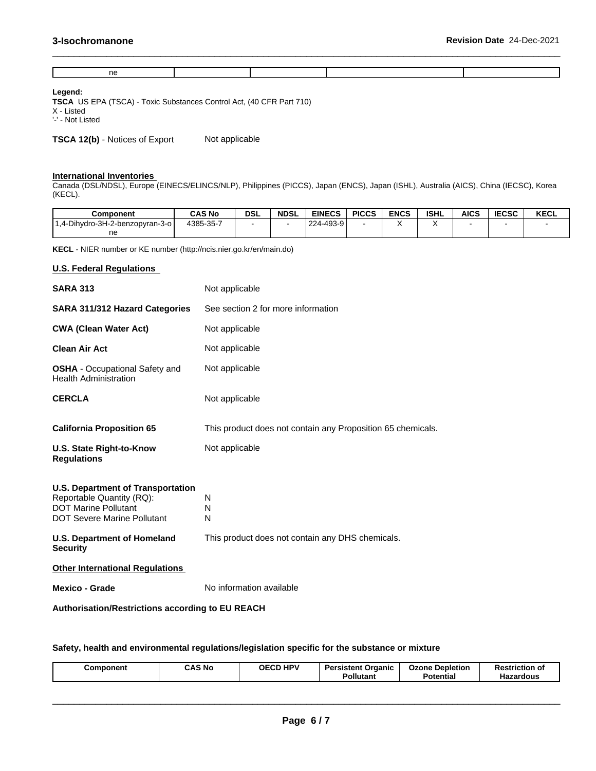| ne | | | | |
|---|---|---|---|---|

**Legend:**
**TSCA** US EPA (TSCA) - Toxic Substances Control Act, (40 CFR Part 710)
X - Listed
'-' - Not Listed

**TSCA 12(b)** - Notices of Export Not applicable

**International Inventories**
Canada (DSL/NDSL), Europe (EINECS/ELINCS/NLP), Philippines (PICCS), Japan (ENCS), Japan (ISHL), Australia (AICS), China (IECSC), Korea (KECL).

| Component | CAS No | DSL | NDSL | EINECS | PICCS | ENCS | ISHL | AICS | IECSC | KECL |
|---|---|---|---|---|---|---|---|---|---|---|
| 1,4-Dihydro-3H-2-benzopyran-3-one | 4385-35-7 | - | - | 224-493-9 | - | X | X | - | - | - |

**KECL** - NIER number or KE number (http://ncis.nier.go.kr/en/main.do)

**U.S. Federal Regulations**

**SARA 313** Not applicable

**SARA 311/312 Hazard Categories** See section 2 for more information

**CWA (Clean Water Act)** Not applicable

**Clean Air Act** Not applicable

**OSHA** - Occupational Safety and Health Administration Not applicable

**CERCLA** Not applicable

**California Proposition 65** This product does not contain any Proposition 65 chemicals.

**U.S. State Right-to-Know Regulations** Not applicable

**U.S. Department of Transportation**
Reportable Quantity (RQ): N
DOT Marine Pollutant N
DOT Severe Marine Pollutant N

**U.S. Department of Homeland Security** This product does not contain any DHS chemicals.

**Other International Regulations**

**Mexico - Grade** No information available

**Authorisation/Restrictions according to EU REACH**

**Safety, health and environmental regulations/legislation specific for the substance or mixture**

| Component | CAS No | OECD HPV | Persistent Organic Pollutant | Ozone Depletion Potential | Restriction of Hazardous |
|---|---|---|---|---|---|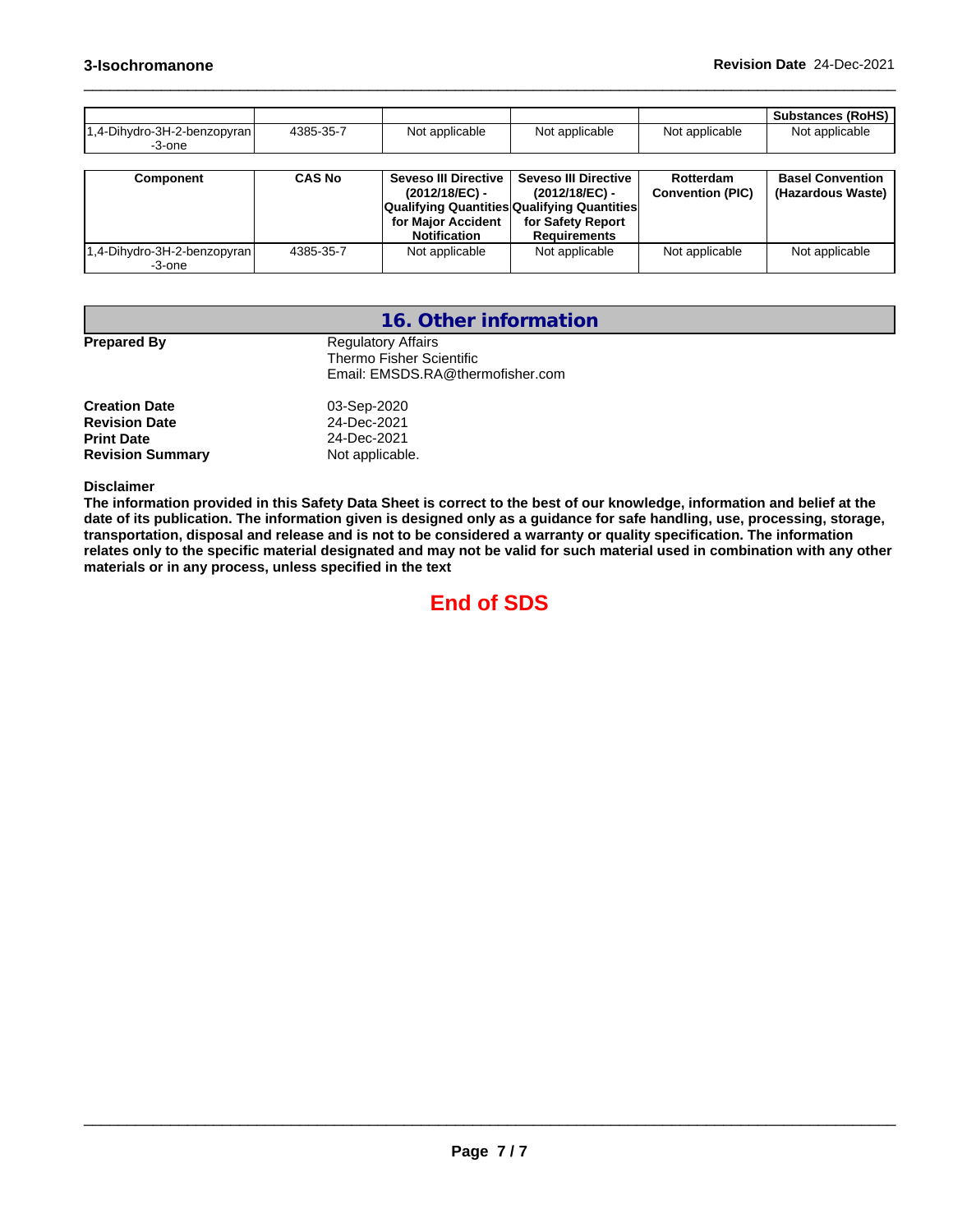| | | | | | Substances (RoHS) |
|---|---|---|---|---|---|
| 1,4-Dihydro-3H-2-benzopyran-3-one | 4385-35-7 | Not applicable | Not applicable | Not applicable | Not applicable |

| Component | CAS No | Seveso III Directive (2012/18/EC) - Qualifying Quantities for Major Accident Notification | Seveso III Directive (2012/18/EC) - Qualifying Quantities for Safety Report Requirements | Rotterdam Convention (PIC) | Basel Convention (Hazardous Waste) |
|---|---|---|---|---|---|
| 1,4-Dihydro-3H-2-benzopyran-3-one | 4385-35-7 | Not applicable | Not applicable | Not applicable | Not applicable |

## 16. Other information

**Prepared By**
Regulatory Affairs
Thermo Fisher Scientific
Email: EMSDS.RA@thermofisher.com

**Creation Date** 03-Sep-2020
**Revision Date** 24-Dec-2021
**Print Date** 24-Dec-2021
**Revision Summary** Not applicable.

**Disclaimer**
**The information provided in this Safety Data Sheet is correct to the best of our knowledge, information and belief at the date of its publication. The information given is designed only as a guidance for safe handling, use, processing, storage, transportation, disposal and release and is not to be considered a warranty or quality specification. The information relates only to the specific material designated and may not be valid for such material used in combination with any other materials or in any process, unless specified in the text**

**End of SDS**